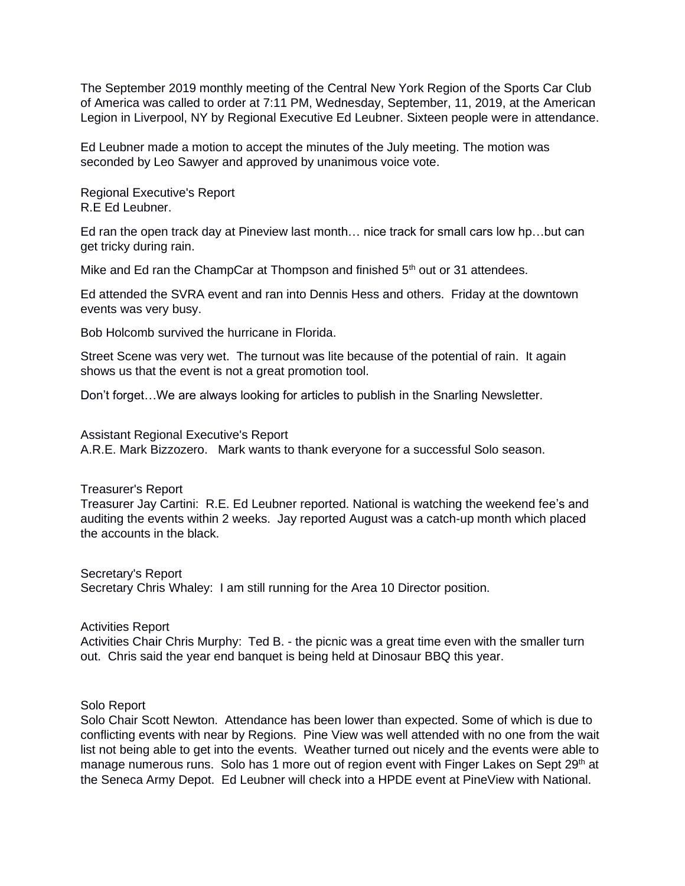The September 2019 monthly meeting of the Central New York Region of the Sports Car Club of America was called to order at 7:11 PM, Wednesday, September, 11, 2019, at the American Legion in Liverpool, NY by Regional Executive Ed Leubner. Sixteen people were in attendance.

Ed Leubner made a motion to accept the minutes of the July meeting. The motion was seconded by Leo Sawyer and approved by unanimous voice vote.

Regional Executive's Report
R.E Ed Leubner.

Ed ran the open track day at Pineview last month… nice track for small cars low hp…but can get tricky during rain.

Mike and Ed ran the ChampCar at Thompson and finished 5th out or 31 attendees.

Ed attended the SVRA event and ran into Dennis Hess and others. Friday at the downtown events was very busy.

Bob Holcomb survived the hurricane in Florida.

Street Scene was very wet. The turnout was lite because of the potential of rain. It again shows us that the event is not a great promotion tool.

Don't forget…We are always looking for articles to publish in the Snarling Newsletter.

Assistant Regional Executive's Report
A.R.E. Mark Bizzozero. Mark wants to thank everyone for a successful Solo season.

Treasurer's Report
Treasurer Jay Cartini: R.E. Ed Leubner reported. National is watching the weekend fee's and auditing the events within 2 weeks. Jay reported August was a catch-up month which placed the accounts in the black.

Secretary's Report
Secretary Chris Whaley: I am still running for the Area 10 Director position.

Activities Report
Activities Chair Chris Murphy: Ted B. - the picnic was a great time even with the smaller turn out. Chris said the year end banquet is being held at Dinosaur BBQ this year.

Solo Report
Solo Chair Scott Newton. Attendance has been lower than expected. Some of which is due to conflicting events with near by Regions. Pine View was well attended with no one from the wait list not being able to get into the events. Weather turned out nicely and the events were able to manage numerous runs. Solo has 1 more out of region event with Finger Lakes on Sept 29th at the Seneca Army Depot. Ed Leubner will check into a HPDE event at PineView with National.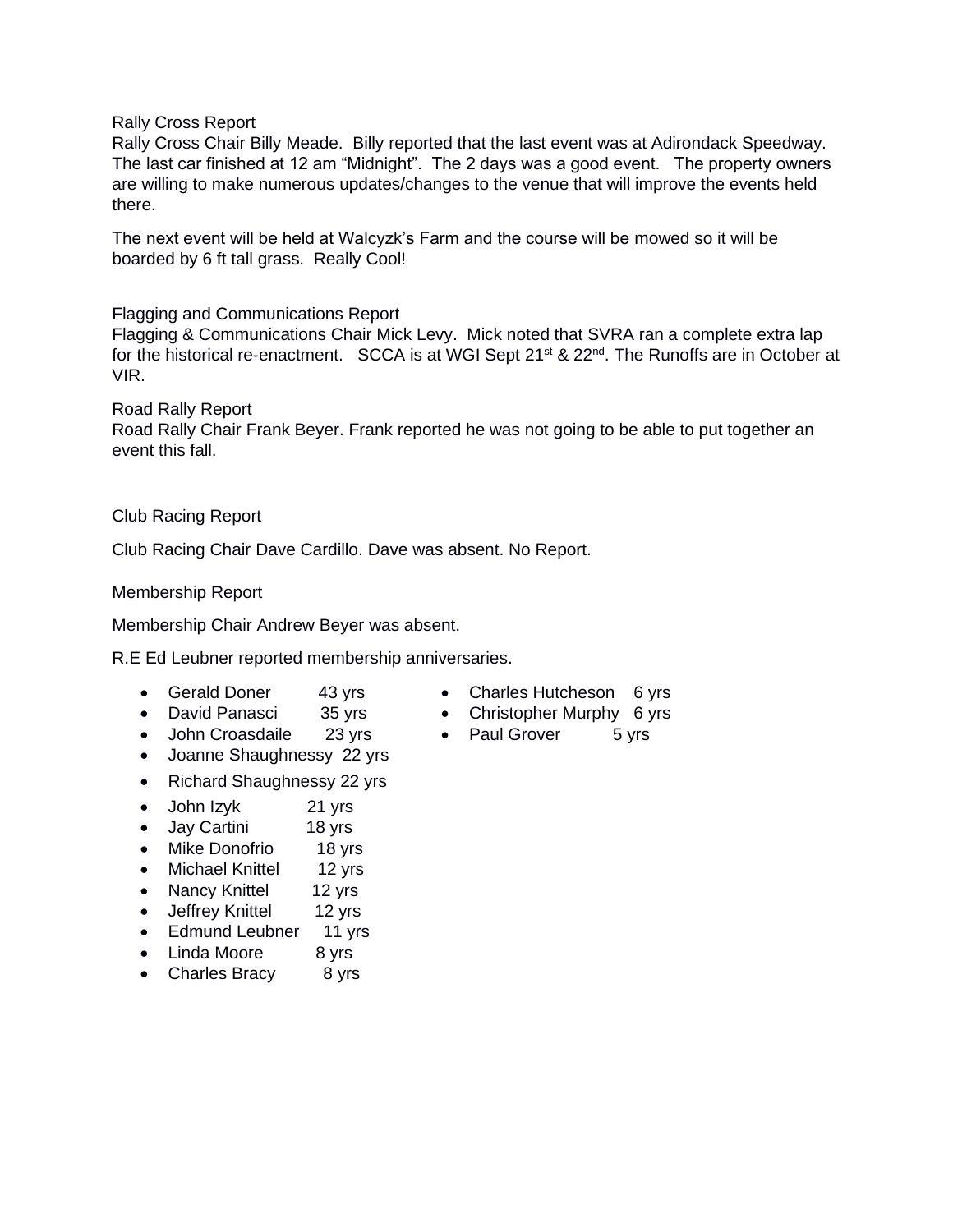Rally Cross Report

Rally Cross Chair Billy Meade. Billy reported that the last event was at Adirondack Speedway. The last car finished at 12 am "Midnight". The 2 days was a good event. The property owners are willing to make numerous updates/changes to the venue that will improve the events held there.

The next event will be held at Walcyzk's Farm and the course will be mowed so it will be boarded by 6 ft tall grass. Really Cool!

Flagging and Communications Report

Flagging & Communications Chair Mick Levy. Mick noted that SVRA ran a complete extra lap for the historical re-enactment. SCCA is at WGI Sept 21st & 22nd. The Runoffs are in October at VIR.

Road Rally Report

Road Rally Chair Frank Beyer. Frank reported he was not going to be able to put together an event this fall.

Club Racing Report

Club Racing Chair Dave Cardillo. Dave was absent. No Report.

Membership Report

Membership Chair Andrew Beyer was absent.

R.E Ed Leubner reported membership anniversaries.

- Gerald Doner 43 yrs
- David Panasci 35 yrs
- John Croasdaile 23 yrs
- Joanne Shaughnessy 22 yrs
- Richard Shaughnessy 22 yrs
- John Izyk 21 yrs
- Jay Cartini 18 yrs
- Mike Donofrio 18 yrs
- Michael Knittel 12 yrs
- Nancy Knittel 12 yrs
- Jeffrey Knittel 12 yrs
- Edmund Leubner 11 yrs
- Linda Moore 8 yrs
- Charles Bracy 8 yrs
- Charles Hutcheson 6 yrs
- Christopher Murphy 6 yrs
- Paul Grover 5 yrs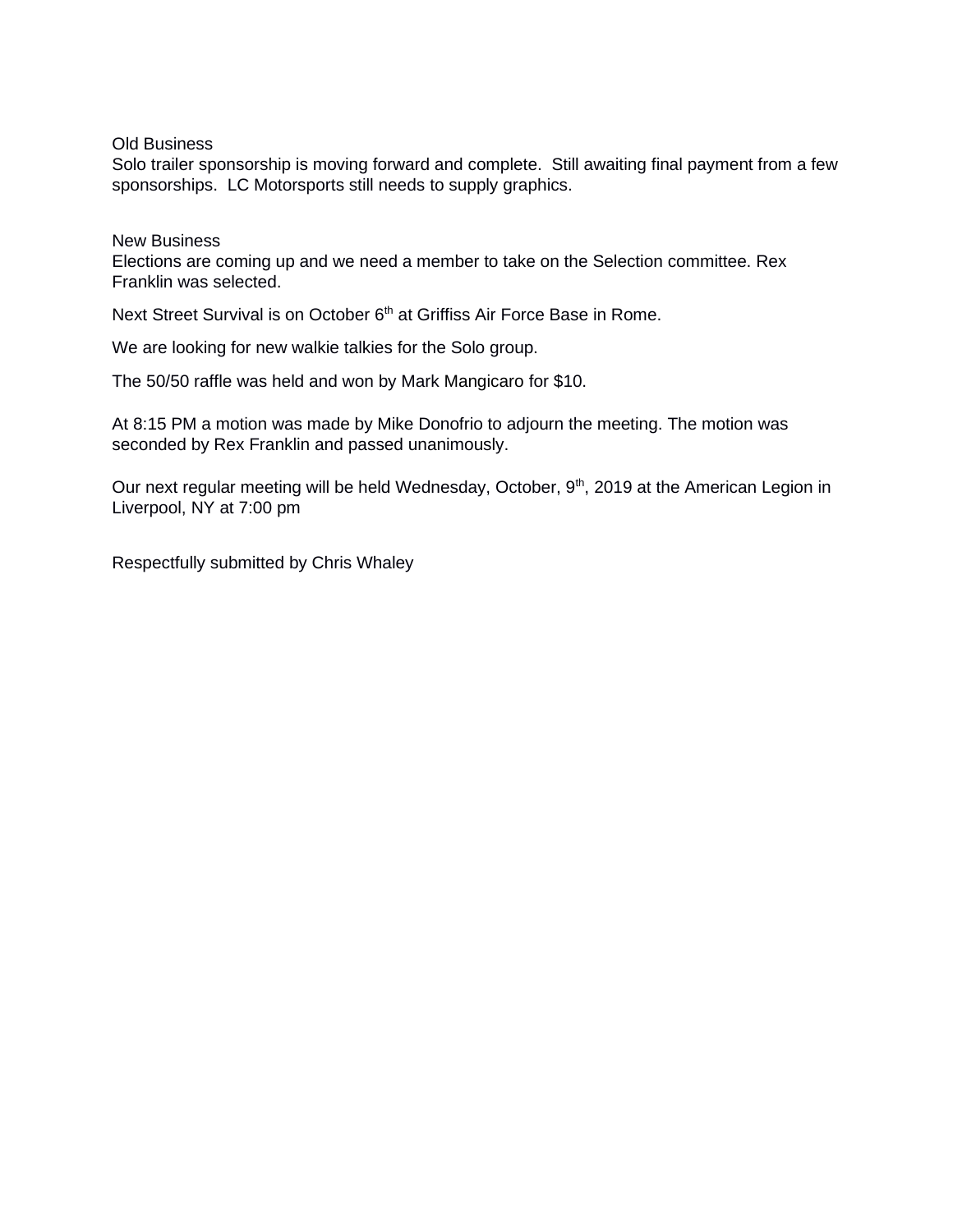Old Business

Solo trailer sponsorship is moving forward and complete.  Still awaiting final payment from a few sponsorships.  LC Motorsports still needs to supply graphics.

New Business

Elections are coming up and we need a member to take on the Selection committee. Rex Franklin was selected.

Next Street Survival is on October 6th at Griffiss Air Force Base in Rome.

We are looking for new walkie talkies for the Solo group.

The 50/50 raffle was held and won by Mark Mangicaro for $10.

At 8:15 PM a motion was made by Mike Donofrio to adjourn the meeting. The motion was seconded by Rex Franklin and passed unanimously.

Our next regular meeting will be held Wednesday, October, 9th, 2019 at the American Legion in Liverpool, NY at 7:00 pm

Respectfully submitted by Chris Whaley